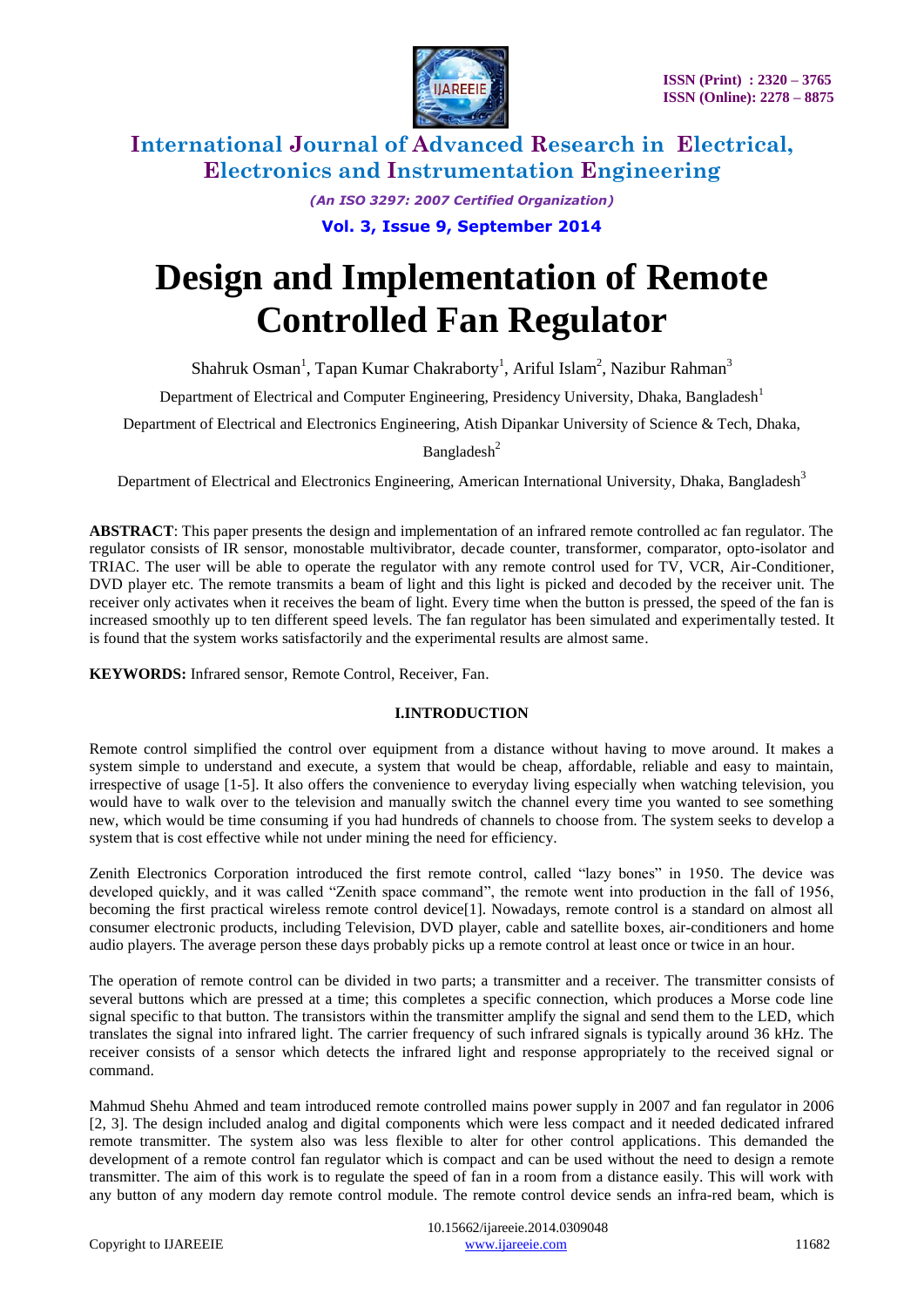# Design and Implementation of Remote Controlled Fan Regulator

Shahruk Osman[1], Tapan Kumar Chakraborty[1], Ariful Islam[2], Nazibur Rahman[3]

Department of Electrical and Computer Engineering, Presidency University, Dhaka, Bangladesh[1]

Department of Electrical and Electronics Engineering, Atish Dipankar University of Science & Tech, Dhaka, Bangladesh[2]

Department of Electrical and Electronics Engineering, American International University, Dhaka, Bangladesh[3]

**ABSTRACT**: This paper presents the design and implementation of an infrared remote controlled ac fan regulator. The regulator consists of IR sensor, monostable multivibrator, decade counter, transformer, comparator, opto-isolator and TRIAC. The user will be able to operate the regulator with any remote control used for TV, VCR, Air-Conditioner, DVD player etc. The remote transmits a beam of light and this light is picked and decoded by the receiver unit. The receiver only activates when it receives the beam of light. Every time when the button is pressed, the speed of the fan is increased smoothly up to ten different speed levels. The fan regulator has been simulated and experimentally tested. It is found that the system works satisfactorily and the experimental results are almost same.

**KEYWORDS:** Infrared sensor, Remote Control, Receiver, Fan.

## I.INTRODUCTION

Remote control simplified the control over equipment from a distance without having to move around. It makes a system simple to understand and execute, a system that would be cheap, affordable, reliable and easy to maintain, irrespective of usage [1-5]. It also offers the convenience to everyday living especially when watching television, you would have to walk over to the television and manually switch the channel every time you wanted to see something new, which would be time consuming if you had hundreds of channels to choose from. The system seeks to develop a system that is cost effective while not under mining the need for efficiency.

Zenith Electronics Corporation introduced the first remote control, called "lazy bones" in 1950. The device was developed quickly, and it was called "Zenith space command", the remote went into production in the fall of 1956, becoming the first practical wireless remote control device[1]. Nowadays, remote control is a standard on almost all consumer electronic products, including Television, DVD player, cable and satellite boxes, air-conditioners and home audio players. The average person these days probably picks up a remote control at least once or twice in an hour.

The operation of remote control can be divided in two parts; a transmitter and a receiver. The transmitter consists of several buttons which are pressed at a time; this completes a specific connection, which produces a Morse code line signal specific to that button. The transistors within the transmitter amplify the signal and send them to the LED, which translates the signal into infrared light. The carrier frequency of such infrared signals is typically around 36 kHz. The receiver consists of a sensor which detects the infrared light and response appropriately to the received signal or command.

Mahmud Shehu Ahmed and team introduced remote controlled mains power supply in 2007 and fan regulator in 2006 [2, 3]. The design included analog and digital components which were less compact and it needed dedicated infrared remote transmitter. The system also was less flexible to alter for other control applications. This demanded the development of a remote control fan regulator which is compact and can be used without the need to design a remote transmitter. The aim of this work is to regulate the speed of fan in a room from a distance easily. This will work with any button of any modern day remote control module. The remote control device sends an infra-red beam, which is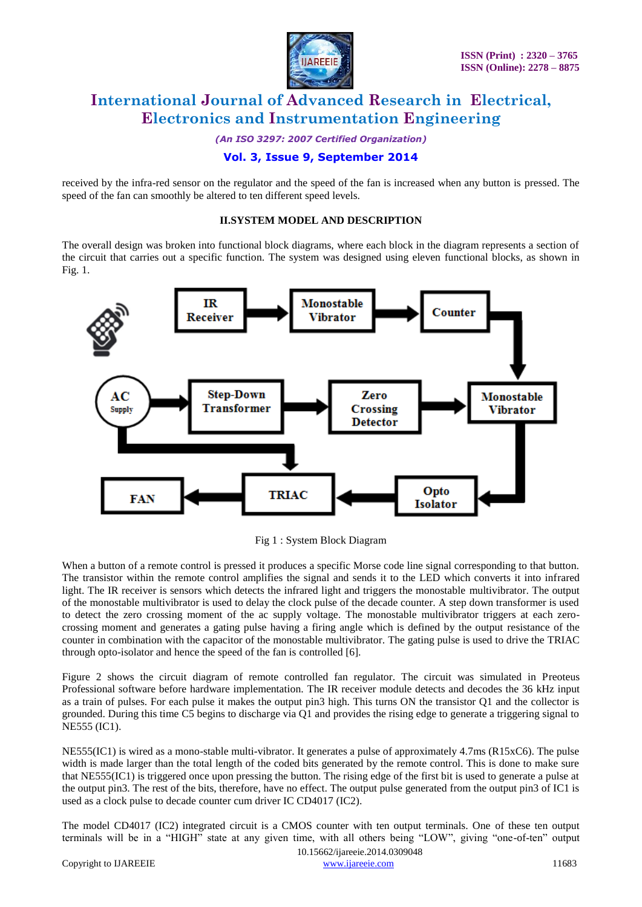received by the infra-red sensor on the regulator and the speed of the fan is increased when any button is pressed. The speed of the fan can smoothly be altered to ten different speed levels.

## II.SYSTEM MODEL AND DESCRIPTION

The overall design was broken into functional block diagrams, where each block in the diagram represents a section of the circuit that carries out a specific function. The system was designed using eleven functional blocks, as shown in Fig. 1.

Fig 1 : System Block Diagram

When a button of a remote control is pressed it produces a specific Morse code line signal corresponding to that button. The transistor within the remote control amplifies the signal and sends it to the LED which converts it into infrared light. The IR receiver is sensors which detects the infrared light and triggers the monostable multivibrator. The output of the monostable multivibrator is used to delay the clock pulse of the decade counter. A step down transformer is used to detect the zero crossing moment of the ac supply voltage. The monostable multivibrator triggers at each zero-crossing moment and generates a gating pulse having a firing angle which is defined by the output resistance of the counter in combination with the capacitor of the monostable multivibrator. The gating pulse is used to drive the TRIAC through opto-isolator and hence the speed of the fan is controlled [6].

Figure 2 shows the circuit diagram of remote controlled fan regulator. The circuit was simulated in Preoteus Professional software before hardware implementation. The IR receiver module detects and decodes the 36 kHz input as a train of pulses. For each pulse it makes the output pin3 high. This turns ON the transistor Q1 and the collector is grounded. During this time C5 begins to discharge via Q1 and provides the rising edge to generate a triggering signal to NE555 (IC1).

NE555(IC1) is wired as a mono-stable multi-vibrator. It generates a pulse of approximately 4.7ms (R15xC6). The pulse width is made larger than the total length of the coded bits generated by the remote control. This is done to make sure that NE555(IC1) is triggered once upon pressing the button. The rising edge of the first bit is used to generate a pulse at the output pin3. The rest of the bits, therefore, have no effect. The output pulse generated from the output pin3 of IC1 is used as a clock pulse to decade counter cum driver IC CD4017 (IC2).

The model CD4017 (IC2) integrated circuit is a CMOS counter with ten output terminals. One of these ten output terminals will be in a "HIGH" state at any given time, with all others being "LOW", giving "one-of-ten" output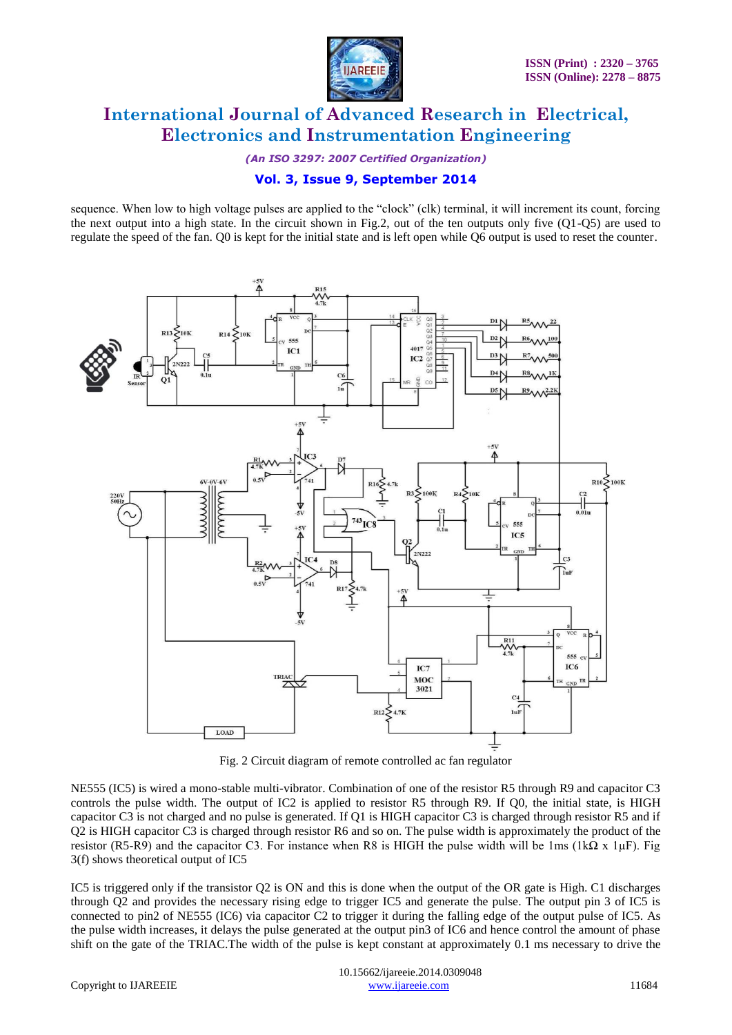sequence. When low to high voltage pulses are applied to the "clock" (clk) terminal, it will increment its count, forcing the next output into a high state. In the circuit shown in Fig.2, out of the ten outputs only five (Q1-Q5) are used to regulate the speed of the fan. Q0 is kept for the initial state and is left open while Q6 output is used to reset the counter.

Fig. 2 Circuit diagram of remote controlled ac fan regulator

NE555 (IC5) is wired a mono-stable multi-vibrator. Combination of one of the resistor R5 through R9 and capacitor C3 controls the pulse width. The output of IC2 is applied to resistor R5 through R9. If Q0, the initial state, is HIGH capacitor C3 is not charged and no pulse is generated. If Q1 is HIGH capacitor C3 is charged through resistor R5 and if Q2 is HIGH capacitor C3 is charged through resistor R6 and so on. The pulse width is approximately the product of the resistor (R5-R9) and the capacitor C3. For instance when R8 is HIGH the pulse width will be 1ms (1kΩ x 1μF). Fig 3(f) shows theoretical output of IC5

IC5 is triggered only if the transistor Q2 is ON and this is done when the output of the OR gate is High. C1 discharges through Q2 and provides the necessary rising edge to trigger IC5 and generate the pulse. The output pin 3 of IC5 is connected to pin2 of NE555 (IC6) via capacitor C2 to trigger it during the falling edge of the output pulse of IC5. As the pulse width increases, it delays the pulse generated at the output pin3 of IC6 and hence control the amount of phase shift on the gate of the TRIAC.The width of the pulse is kept constant at approximately 0.1 ms necessary to drive the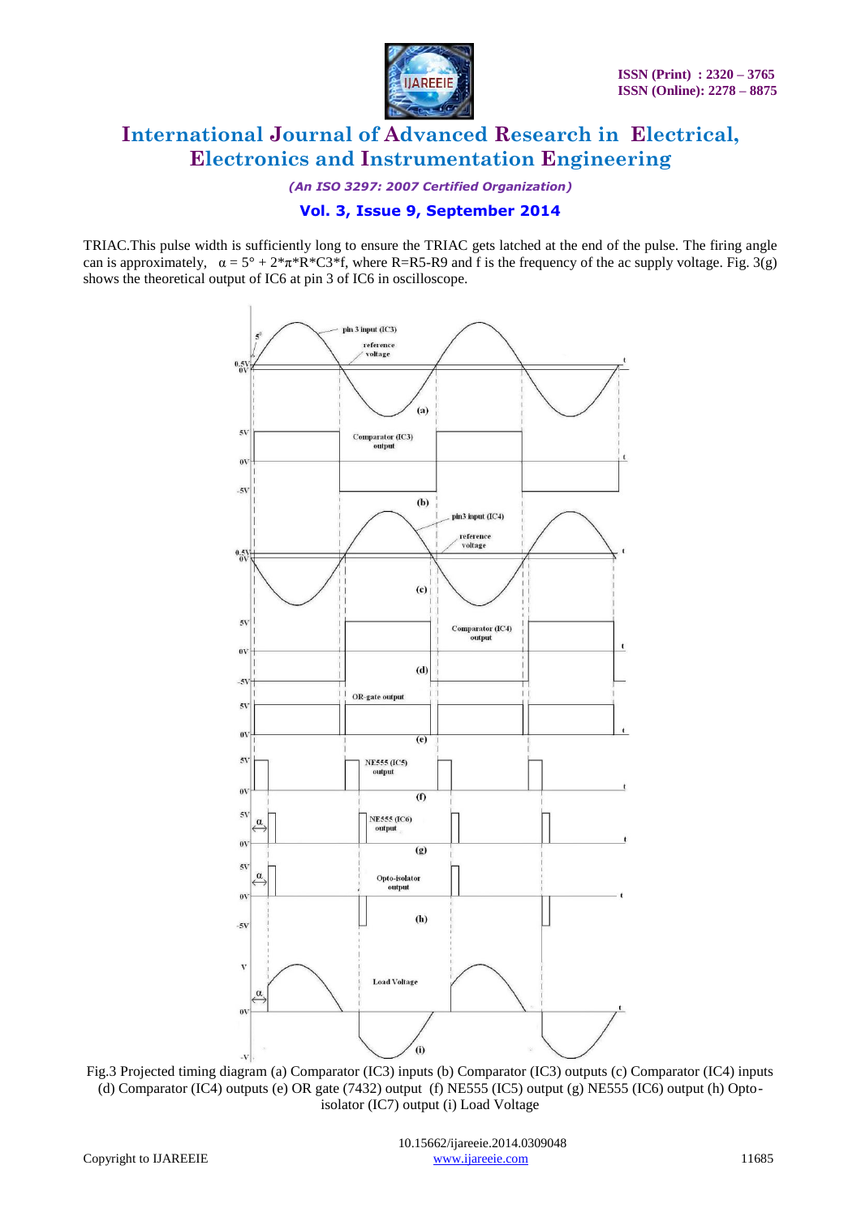TRIAC.This pulse width is sufficiently long to ensure the TRIAC gets latched at the end of the pulse. The firing angle can is approximately, $\alpha = 5° + 2*\pi*R*C3*f$, where R=R5-R9 and f is the frequency of the ac supply voltage. Fig. 3(g) shows the theoretical output of IC6 at pin 3 of IC6 in oscilloscope.

Fig.3 Projected timing diagram (a) Comparator (IC3) inputs (b) Comparator (IC3) outputs (c) Comparator (IC4) inputs (d) Comparator (IC4) outputs (e) OR gate (7432) output (f) NE555 (IC5) output (g) NE555 (IC6) output (h) Opto-isolator (IC7) output (i) Load Voltage

10.15662/ijareeie.2014.0309048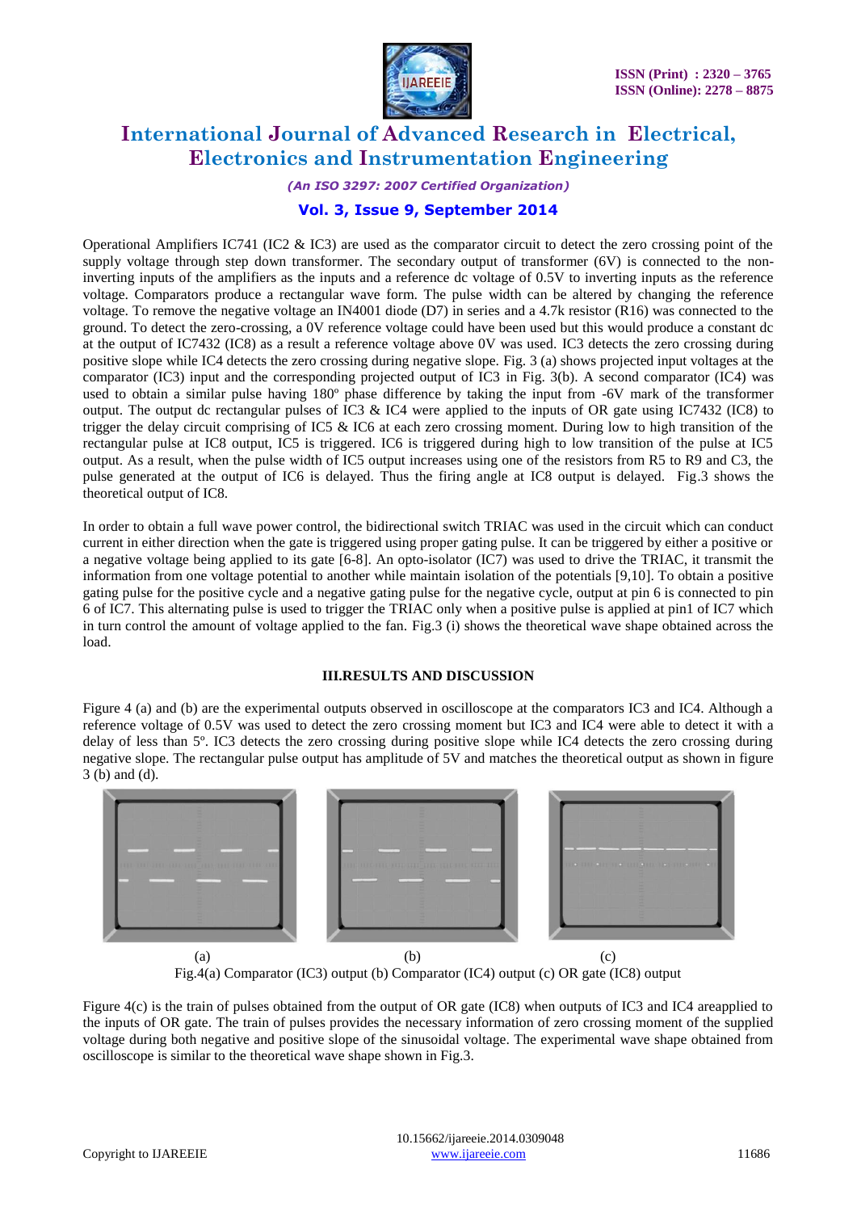Operational Amplifiers IC741 (IC2 & IC3) are used as the comparator circuit to detect the zero crossing point of the supply voltage through step down transformer. The secondary output of transformer (6V) is connected to the non-inverting inputs of the amplifiers as the inputs and a reference dc voltage of 0.5V to inverting inputs as the reference voltage. Comparators produce a rectangular wave form. The pulse width can be altered by changing the reference voltage. To remove the negative voltage an IN4001 diode (D7) in series and a 4.7k resistor (R16) was connected to the ground. To detect the zero-crossing, a 0V reference voltage could have been used but this would produce a constant dc at the output of IC7432 (IC8) as a result a reference voltage above 0V was used. IC3 detects the zero crossing during positive slope while IC4 detects the zero crossing during negative slope. Fig. 3 (a) shows projected input voltages at the comparator (IC3) input and the corresponding projected output of IC3 in Fig. 3(b). A second comparator (IC4) was used to obtain a similar pulse having 180º phase difference by taking the input from -6V mark of the transformer output. The output dc rectangular pulses of IC3 & IC4 were applied to the inputs of OR gate using IC7432 (IC8) to trigger the delay circuit comprising of IC5 & IC6 at each zero crossing moment. During low to high transition of the rectangular pulse at IC8 output, IC5 is triggered. IC6 is triggered during high to low transition of the pulse at IC5 output. As a result, when the pulse width of IC5 output increases using one of the resistors from R5 to R9 and C3, the pulse generated at the output of IC6 is delayed. Thus the firing angle at IC8 output is delayed. Fig.3 shows the theoretical output of IC8.

In order to obtain a full wave power control, the bidirectional switch TRIAC was used in the circuit which can conduct current in either direction when the gate is triggered using proper gating pulse. It can be triggered by either a positive or a negative voltage being applied to its gate [6-8]. An opto-isolator (IC7) was used to drive the TRIAC, it transmit the information from one voltage potential to another while maintain isolation of the potentials [9,10]. To obtain a positive gating pulse for the positive cycle and a negative gating pulse for the negative cycle, output at pin 6 is connected to pin 6 of IC7. This alternating pulse is used to trigger the TRIAC only when a positive pulse is applied at pin1 of IC7 which in turn control the amount of voltage applied to the fan. Fig.3 (i) shows the theoretical wave shape obtained across the load.

## III.RESULTS AND DISCUSSION

Figure 4 (a) and (b) are the experimental outputs observed in oscilloscope at the comparators IC3 and IC4. Although a reference voltage of 0.5V was used to detect the zero crossing moment but IC3 and IC4 were able to detect it with a delay of less than 5º. IC3 detects the zero crossing during positive slope while IC4 detects the zero crossing during negative slope. The rectangular pulse output has amplitude of 5V and matches the theoretical output as shown in figure 3 (b) and (d).

(a) (b) (c)

Fig.4(a) Comparator (IC3) output (b) Comparator (IC4) output (c) OR gate (IC8) output

Figure 4(c) is the train of pulses obtained from the output of OR gate (IC8) when outputs of IC3 and IC4 areapplied to the inputs of OR gate. The train of pulses provides the necessary information of zero crossing moment of the supplied voltage during both negative and positive slope of the sinusoidal voltage. The experimental wave shape obtained from oscilloscope is similar to the theoretical wave shape shown in Fig.3.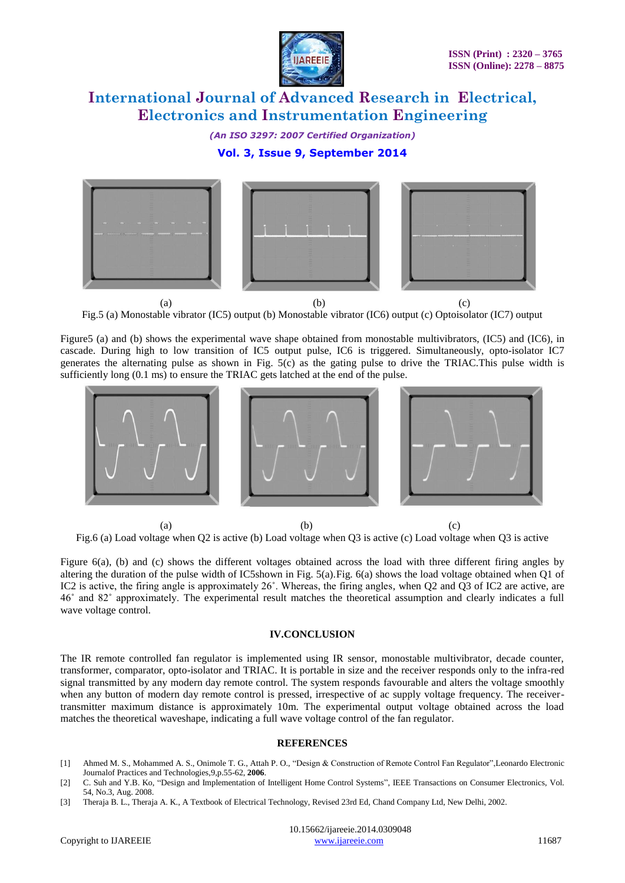(a) (b) (c)

Fig.5 (a) Monostable vibrator (IC5) output (b) Monostable vibrator (IC6) output (c) Optoisolator (IC7) output

Figure5 (a) and (b) shows the experimental wave shape obtained from monostable multivibrators, (IC5) and (IC6), in cascade. During high to low transition of IC5 output pulse, IC6 is triggered. Simultaneously, opto-isolator IC7 generates the alternating pulse as shown in Fig. 5(c) as the gating pulse to drive the TRIAC.This pulse width is sufficiently long (0.1 ms) to ensure the TRIAC gets latched at the end of the pulse.

(a) (b) (c)

Fig.6 (a) Load voltage when Q2 is active (b) Load voltage when Q3 is active (c) Load voltage when Q3 is active

Figure 6(a), (b) and (c) shows the different voltages obtained across the load with three different firing angles by altering the duration of the pulse width of IC5shown in Fig. 5(a).Fig. 6(a) shows the load voltage obtained when Q1 of IC2 is active, the firing angle is approximately 26˚. Whereas, the firing angles, when Q2 and Q3 of IC2 are active, are 46˚ and 82˚ approximately. The experimental result matches the theoretical assumption and clearly indicates a full wave voltage control.

## IV.CONCLUSION

The IR remote controlled fan regulator is implemented using IR sensor, monostable multivibrator, decade counter, transformer, comparator, opto-isolator and TRIAC. It is portable in size and the receiver responds only to the infra-red signal transmitted by any modern day remote control. The system responds favourable and alters the voltage smoothly when any button of modern day remote control is pressed, irrespective of ac supply voltage frequency. The receiver-transmitter maximum distance is approximately 10m. The experimental output voltage obtained across the load matches the theoretical waveshape, indicating a full wave voltage control of the fan regulator.

## REFERENCES

[1] Ahmed M. S., Mohammed A. S., Onimole T. G., Attah P. O., "Design & Construction of Remote Control Fan Regulator",Leonardo Electronic Journalof Practices and Technologies,9,p.55-62, **2006**.

[2] C. Suh and Y.B. Ko, "Design and Implementation of Intelligent Home Control Systems", IEEE Transactions on Consumer Electronics, Vol. 54, No.3, Aug. 2008.

[3] Theraja B. L., Theraja A. K., A Textbook of Electrical Technology, Revised 23rd Ed, Chand Company Ltd, New Delhi, 2002.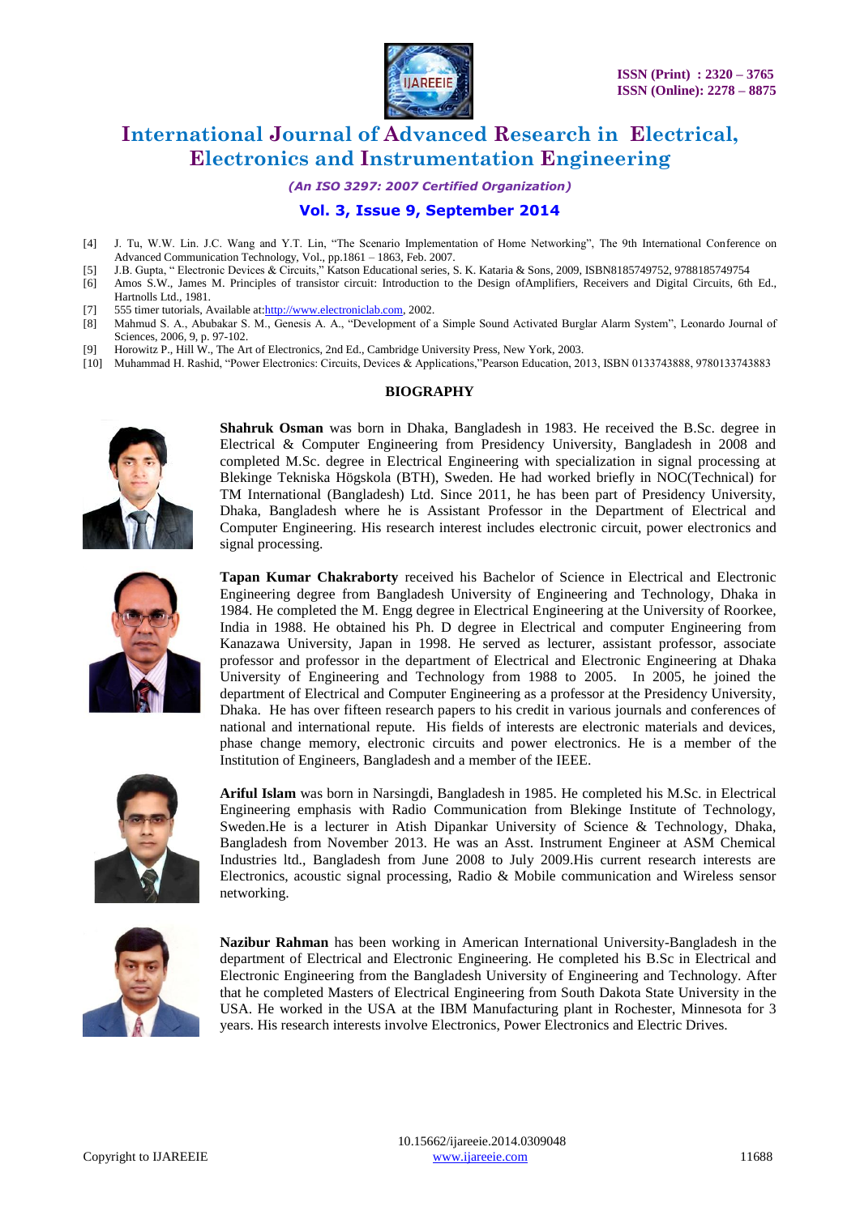[4] J. Tu, W.W. Lin. J.C. Wang and Y.T. Lin, "The Scenario Implementation of Home Networking", The 9th International Conference on Advanced Communication Technology, Vol., pp.1861 – 1863, Feb. 2007.

[5] J.B. Gupta, " Electronic Devices & Circuits," Katson Educational series, S. K. Kataria & Sons, 2009, ISBN8185749752, 9788185749754

[6] Amos S.W., James M. Principles of transistor circuit: Introduction to the Design ofAmplifiers, Receivers and Digital Circuits, 6th Ed., Hartnolls Ltd., 1981.

[7] 555 timer tutorials, Available at:http://www.electroniclab.com, 2002.

[8] Mahmud S. A., Abubakar S. M., Genesis A. A., "Development of a Simple Sound Activated Burglar Alarm System", Leonardo Journal of Sciences, 2006, 9, p. 97-102.

[9] Horowitz P., Hill W., The Art of Electronics, 2nd Ed., Cambridge University Press, New York, 2003.

[10] Muhammad H. Rashid, "Power Electronics: Circuits, Devices & Applications,"Pearson Education, 2013, ISBN 0133743888, 9780133743883

## BIOGRAPHY

**Shahruk Osman** was born in Dhaka, Bangladesh in 1983. He received the B.Sc. degree in Electrical & Computer Engineering from Presidency University, Bangladesh in 2008 and completed M.Sc. degree in Electrical Engineering with specialization in signal processing at Blekinge Tekniska Högskola (BTH), Sweden. He had worked briefly in NOC(Technical) for TM International (Bangladesh) Ltd. Since 2011, he has been part of Presidency University, Dhaka, Bangladesh where he is Assistant Professor in the Department of Electrical and Computer Engineering. His research interest includes electronic circuit, power electronics and signal processing.

**Tapan Kumar Chakraborty** received his Bachelor of Science in Electrical and Electronic Engineering degree from Bangladesh University of Engineering and Technology, Dhaka in 1984. He completed the M. Engg degree in Electrical Engineering at the University of Roorkee, India in 1988. He obtained his Ph. D degree in Electrical and computer Engineering from Kanazawa University, Japan in 1998. He served as lecturer, assistant professor, associate professor and professor in the department of Electrical and Electronic Engineering at Dhaka University of Engineering and Technology from 1988 to 2005. In 2005, he joined the department of Electrical and Computer Engineering as a professor at the Presidency University, Dhaka. He has over fifteen research papers to his credit in various journals and conferences of national and international repute. His fields of interests are electronic materials and devices, phase change memory, electronic circuits and power electronics. He is a member of the Institution of Engineers, Bangladesh and a member of the IEEE.

**Ariful Islam** was born in Narsingdi, Bangladesh in 1985. He completed his M.Sc. in Electrical Engineering emphasis with Radio Communication from Blekinge Institute of Technology, Sweden.He is a lecturer in Atish Dipankar University of Science & Technology, Dhaka, Bangladesh from November 2013. He was an Asst. Instrument Engineer at ASM Chemical Industries ltd., Bangladesh from June 2008 to July 2009.His current research interests are Electronics, acoustic signal processing, Radio & Mobile communication and Wireless sensor networking.

**Nazibur Rahman** has been working in American International University-Bangladesh in the department of Electrical and Electronic Engineering. He completed his B.Sc in Electrical and Electronic Engineering from the Bangladesh University of Engineering and Technology. After that he completed Masters of Electrical Engineering from South Dakota State University in the USA. He worked in the USA at the IBM Manufacturing plant in Rochester, Minnesota for 3 years. His research interests involve Electronics, Power Electronics and Electric Drives.